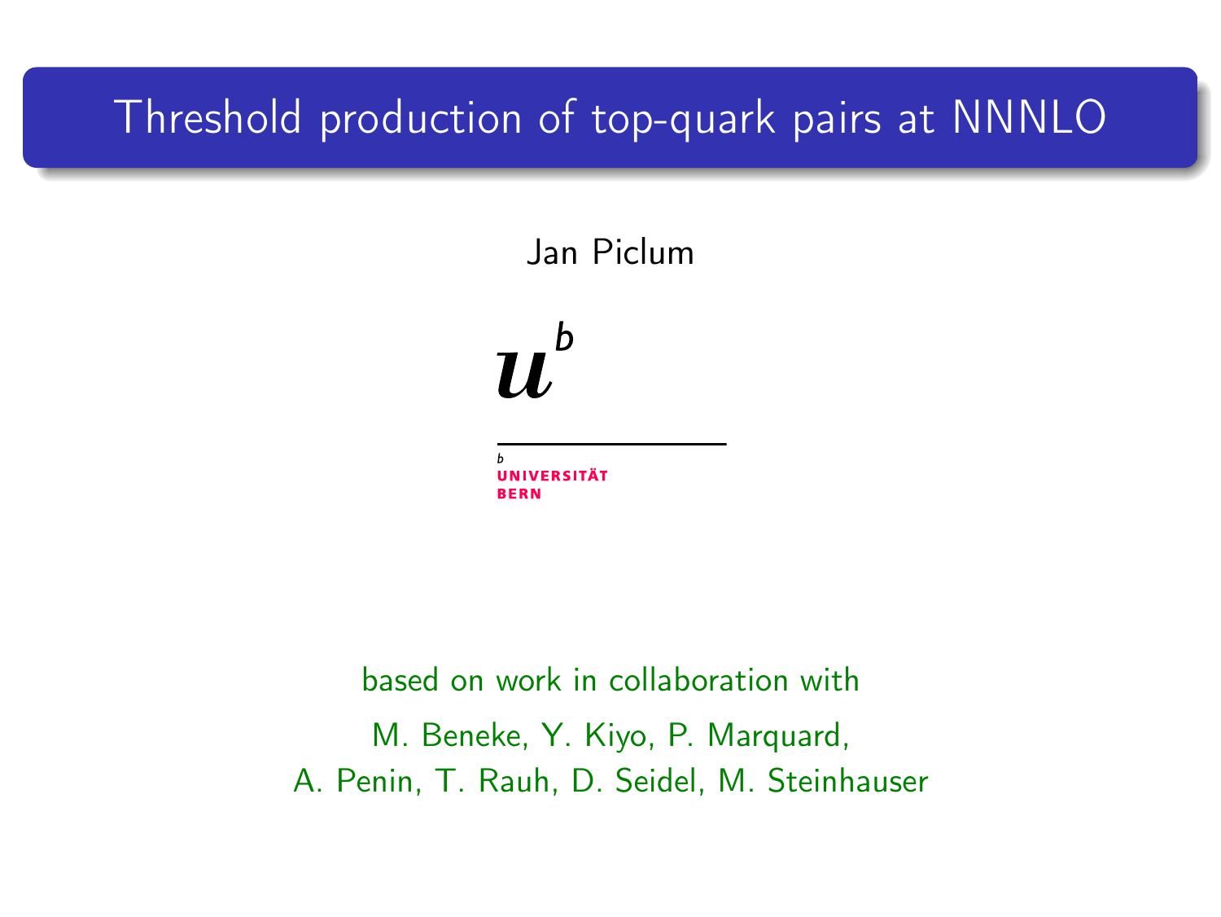# Threshold production of top-quark pairs at NNNLO

Jan Piclum

$u^b$

$b$
UNIVERSITÄT
BERN

based on work in collaboration with

M. Beneke, Y. Kiyo, P. Marquard,
A. Penin, T. Rauh, D. Seidel, M. Steinhauser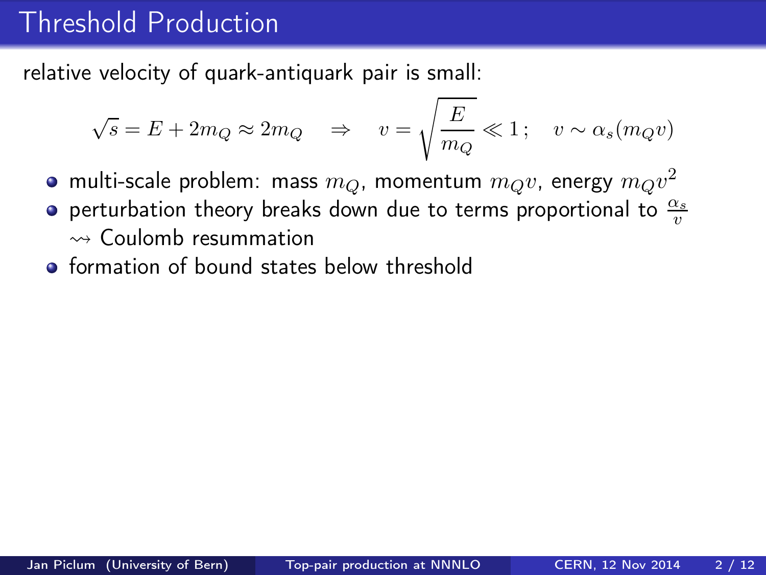# Threshold Production

relative velocity of quark-antiquark pair is small:

$$\sqrt{s} = E + 2m_Q \approx 2m_Q \quad \Rightarrow \quad v = \sqrt{\frac{E}{m_Q}} \ll 1\,; \quad v \sim \alpha_s(m_Q v)$$

- multi-scale problem: mass $m_Q$, momentum $m_Q v$, energy $m_Q v^2$
- perturbation theory breaks down due to terms proportional to $\frac{\alpha_s}{v}$ $\rightsquigarrow$ Coulomb resummation
- formation of bound states below threshold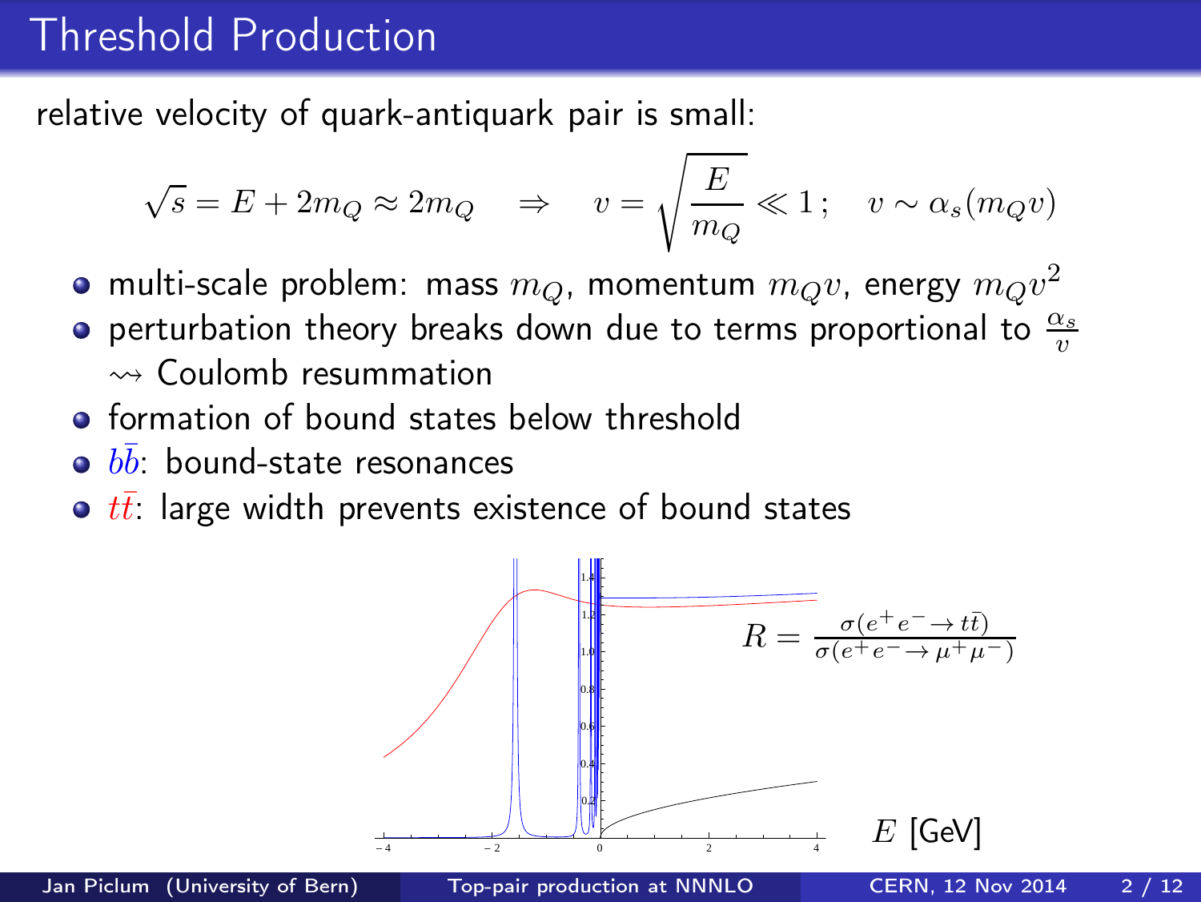# Threshold Production

relative velocity of quark-antiquark pair is small:

$$\sqrt{s} = E + 2m_Q \approx 2m_Q \quad \Rightarrow \quad v = \sqrt{\frac{E}{m_Q}} \ll 1\,; \quad v \sim \alpha_s(m_Q v)$$

- multi-scale problem: mass $m_Q$, momentum $m_Q v$, energy $m_Q v^2$
- perturbation theory breaks down due to terms proportional to $\frac{\alpha_s}{v}$ $\rightsquigarrow$ Coulomb resummation
- formation of bound states below threshold
- $b\bar{b}$: bound-state resonances
- $t\bar{t}$: large width prevents existence of bound states

$$R = \frac{\sigma(e^+e^- \to t\bar{t})}{\sigma(e^+e^- \to \mu^+\mu^-)}$$

$E$ [GeV]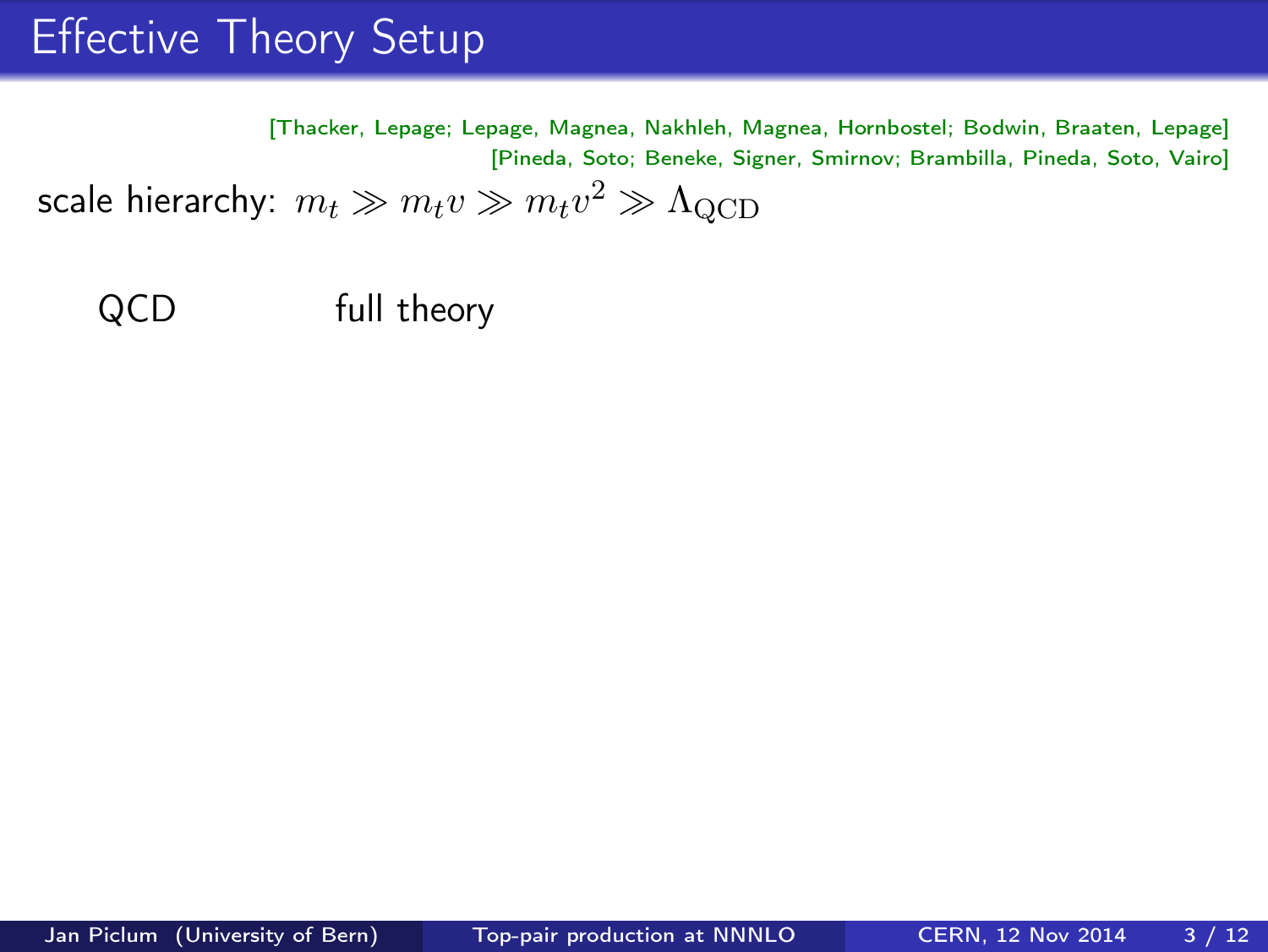# Effective Theory Setup

[Thacker, Lepage; Lepage, Magnea, Nakhleh, Magnea, Hornbostel; Bodwin, Braaten, Lepage]
[Pineda, Soto; Beneke, Signer, Smirnov; Brambilla, Pineda, Soto, Vairo]

scale hierarchy: $m_t \gg m_t v \gg m_t v^2 \gg \Lambda_{\text{QCD}}$

QCD — full theory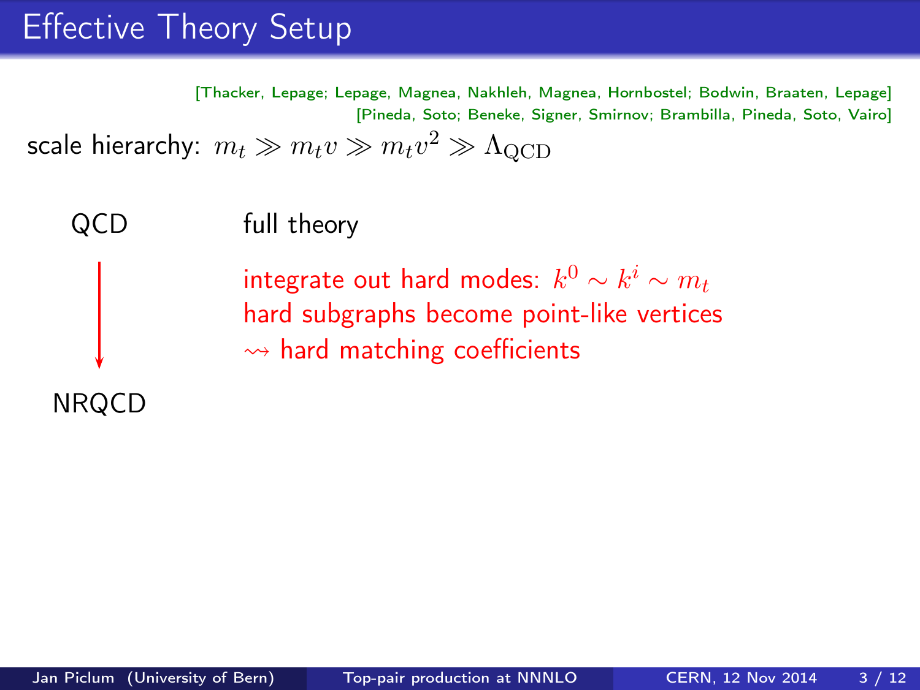# Effective Theory Setup

[Thacker, Lepage; Lepage, Magnea, Nakhleh, Magnea, Hornbostel; Bodwin, Braaten, Lepage]
[Pineda, Soto; Beneke, Signer, Smirnov; Brambilla, Pineda, Soto, Vairo]

scale hierarchy: $m_t \gg m_t v \gg m_t v^2 \gg \Lambda_{\mathrm{QCD}}$

QCD — full theory

integrate out hard modes: $k^0 \sim k^i \sim m_t$
hard subgraphs become point-like vertices
$\rightsquigarrow$ hard matching coefficients

NRQCD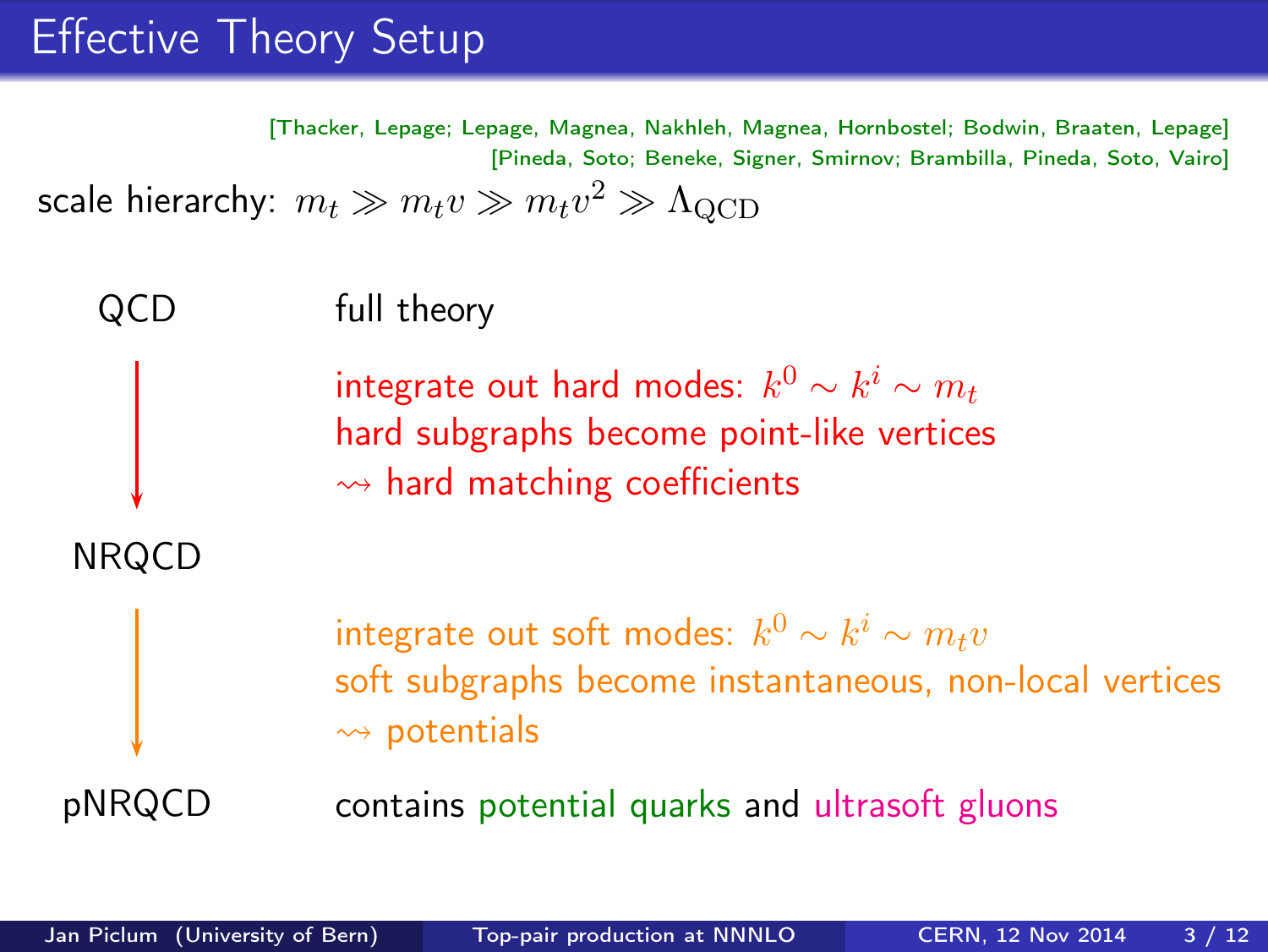# Effective Theory Setup

[Thacker, Lepage; Lepage, Magnea, Nakhleh, Magnea, Hornbostel; Bodwin, Braaten, Lepage]
[Pineda, Soto; Beneke, Signer, Smirnov; Brambilla, Pineda, Soto, Vairo]

scale hierarchy: $m_t \gg m_t v \gg m_t v^2 \gg \Lambda_{\mathrm{QCD}}$

QCD — full theory

↓

integrate out hard modes: $k^0 \sim k^i \sim m_t$
hard subgraphs become point-like vertices
⇝ hard matching coefficients

NRQCD

↓

integrate out soft modes: $k^0 \sim k^i \sim m_t v$
soft subgraphs become instantaneous, non-local vertices
⇝ potentials

pNRQCD — contains potential quarks and ultrasoft gluons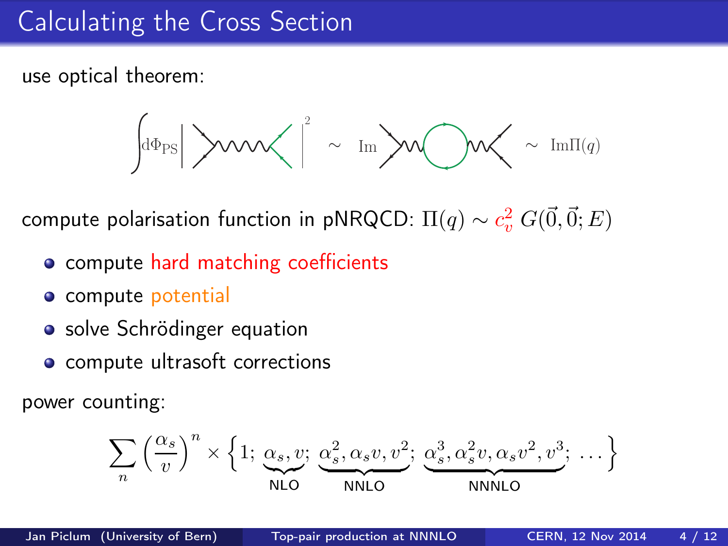# Calculating the Cross Section

use optical theorem:

$$\int \mathrm{d}\Phi_{\mathrm{PS}} \left| \quad \right|^2 \sim \mathrm{Im} \quad \sim \mathrm{Im}\Pi(q)$$

compute polarisation function in pNRQCD: $\Pi(q) \sim c_v^2 \, G(\vec{0}, \vec{0}; E)$

- compute hard matching coefficients
- compute potential
- solve Schrödinger equation
- compute ultrasoft corrections

power counting:

$$\sum_n \left(\frac{\alpha_s}{v}\right)^n \times \Big\{ 1;\ \underbrace{\alpha_s, v}_{\text{NLO}};\ \underbrace{\alpha_s^2, \alpha_s v, v^2}_{\text{NNLO}};\ \underbrace{\alpha_s^3, \alpha_s^2 v, \alpha_s v^2, v^3}_{\text{NNNLO}};\ \dots \Big\}$$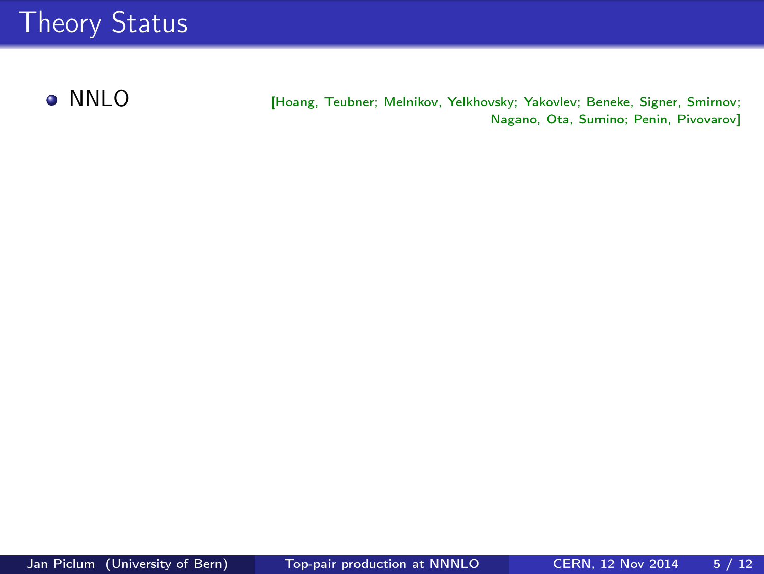# Theory Status

- NNLO [Hoang, Teubner; Melnikov, Yelkhovsky; Yakovlev; Beneke, Signer, Smirnov; Nagano, Ota, Sumino; Penin, Pivovarov]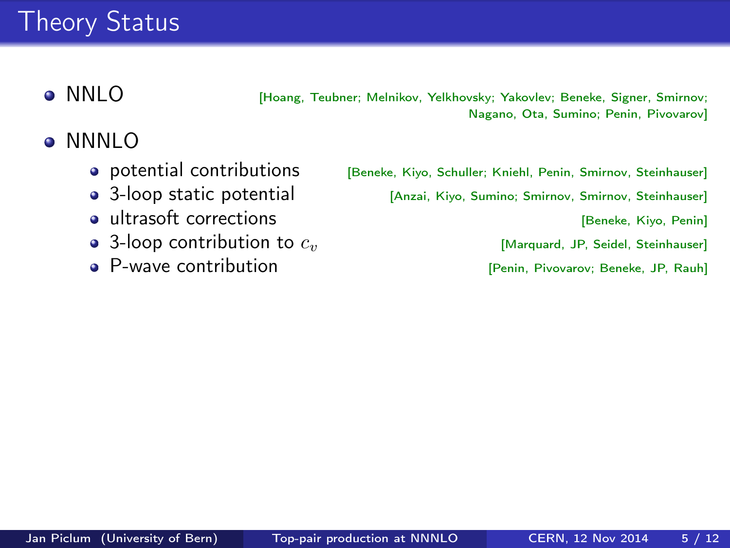# Theory Status

- NNLO [Hoang, Teubner; Melnikov, Yelkhovsky; Yakovlev; Beneke, Signer, Smirnov; Nagano, Ota, Sumino; Penin, Pivovarov]
- NNNLO
  - potential contributions [Beneke, Kiyo, Schuller; Kniehl, Penin, Smirnov, Steinhauser]
  - 3-loop static potential [Anzai, Kiyo, Sumino; Smirnov, Smirnov, Steinhauser]
  - ultrasoft corrections [Beneke, Kiyo, Penin]
  - 3-loop contribution to $c_v$ [Marquard, JP, Seidel, Steinhauser]
  - P-wave contribution [Penin, Pivovarov; Beneke, JP, Rauh]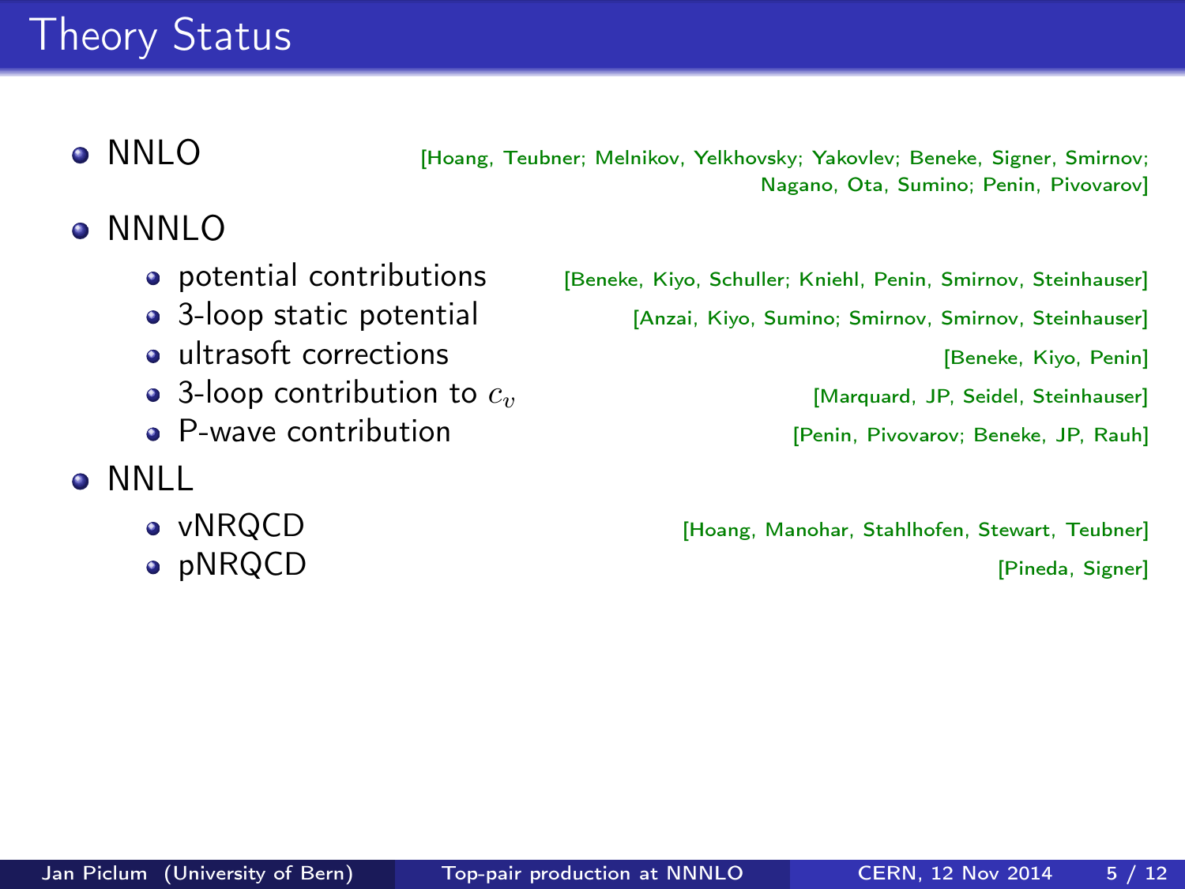# Theory Status

- NNLO [Hoang, Teubner; Melnikov, Yelkhovsky; Yakovlev; Beneke, Signer, Smirnov; Nagano, Ota, Sumino; Penin, Pivovarov]
- NNNLO
  - potential contributions [Beneke, Kiyo, Schuller; Kniehl, Penin, Smirnov, Steinhauser]
  - 3-loop static potential [Anzai, Kiyo, Sumino; Smirnov, Smirnov, Steinhauser]
  - ultrasoft corrections [Beneke, Kiyo, Penin]
  - 3-loop contribution to $c_v$ [Marquard, JP, Seidel, Steinhauser]
  - P-wave contribution [Penin, Pivovarov; Beneke, JP, Rauh]
- NNLL
  - vNRQCD [Hoang, Manohar, Stahlhofen, Stewart, Teubner]
  - pNRQCD [Pineda, Signer]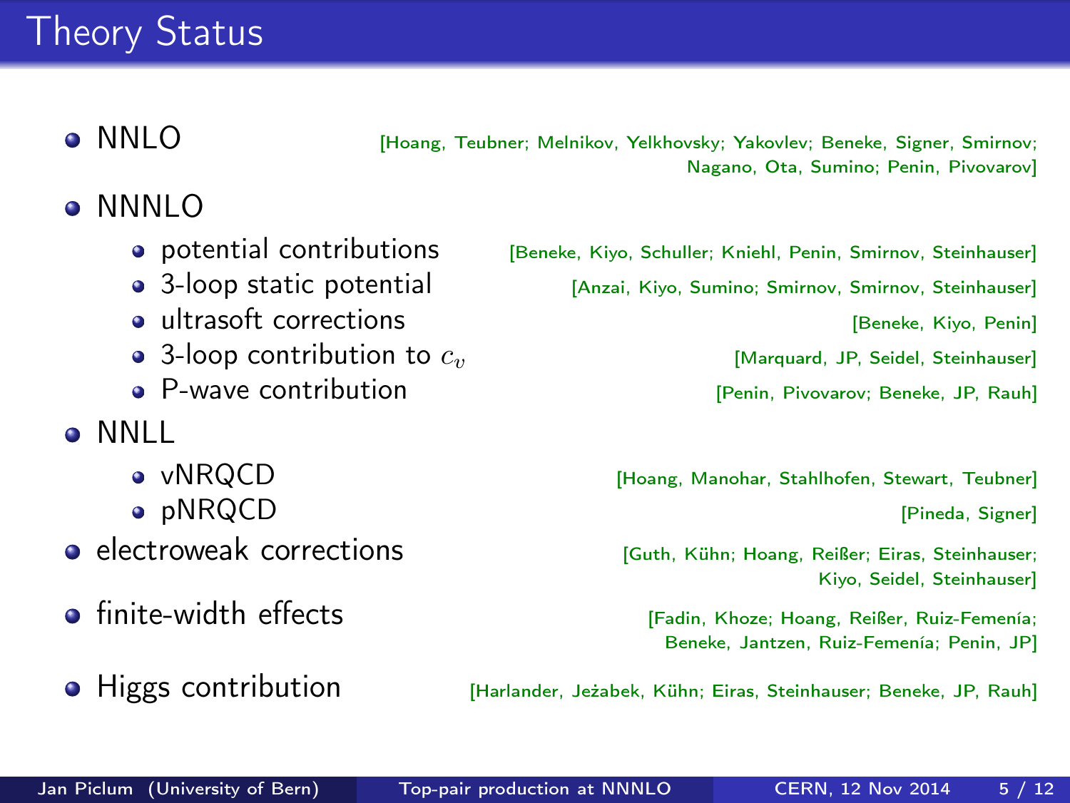# Theory Status

- NNLO [Hoang, Teubner; Melnikov, Yelkhovsky; Yakovlev; Beneke, Signer, Smirnov; Nagano, Ota, Sumino; Penin, Pivovarov]
- NNNLO
  - potential contributions [Beneke, Kiyo, Schuller; Kniehl, Penin, Smirnov, Steinhauser]
  - 3-loop static potential [Anzai, Kiyo, Sumino; Smirnov, Smirnov, Steinhauser]
  - ultrasoft corrections [Beneke, Kiyo, Penin]
  - 3-loop contribution to $c_v$ [Marquard, JP, Seidel, Steinhauser]
  - P-wave contribution [Penin, Pivovarov; Beneke, JP, Rauh]
- NNLL
  - vNRQCD [Hoang, Manohar, Stahlhofen, Stewart, Teubner]
  - pNRQCD [Pineda, Signer]
- electroweak corrections [Guth, Kühn; Hoang, Reißer; Eiras, Steinhauser; Kiyo, Seidel, Steinhauser]
- finite-width effects [Fadin, Khoze; Hoang, Reißer, Ruiz-Femenía; Beneke, Jantzen, Ruiz-Femenía; Penin, JP]
- Higgs contribution [Harlander, Jeżabek, Kühn; Eiras, Steinhauser; Beneke, JP, Rauh]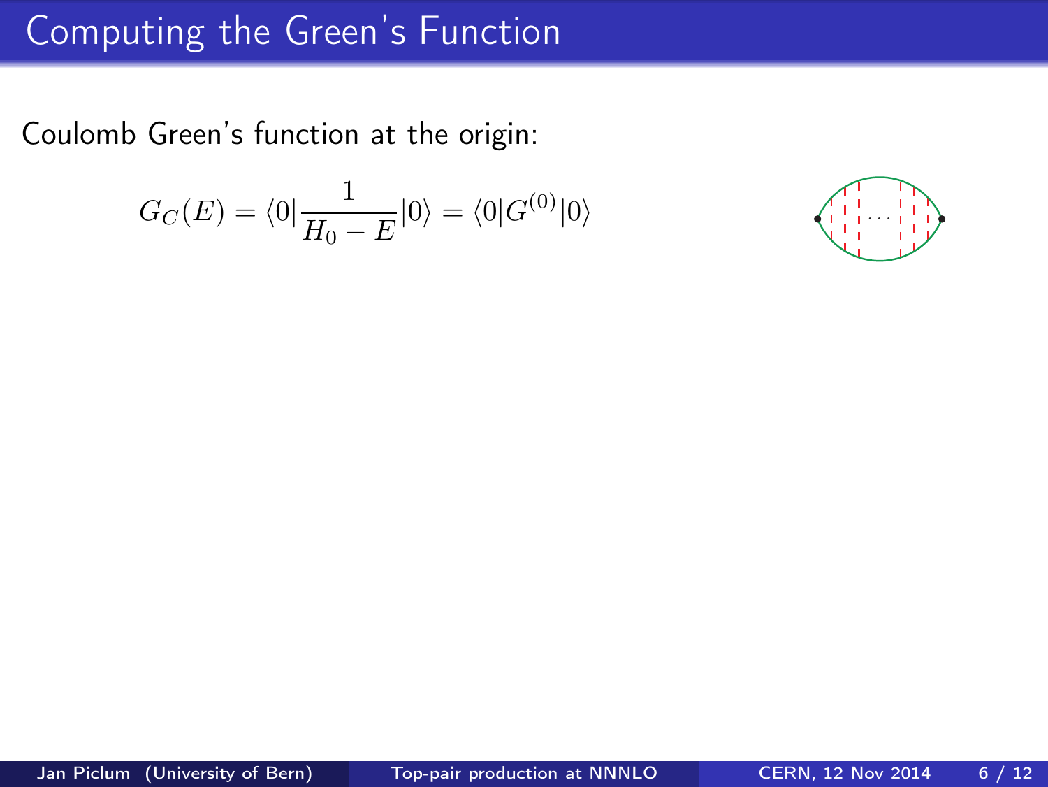# Computing the Green's Function

Coulomb Green's function at the origin:

$$G_C(E) = \langle 0 | \frac{1}{H_0 - E} | 0 \rangle = \langle 0 | G^{(0)} | 0 \rangle$$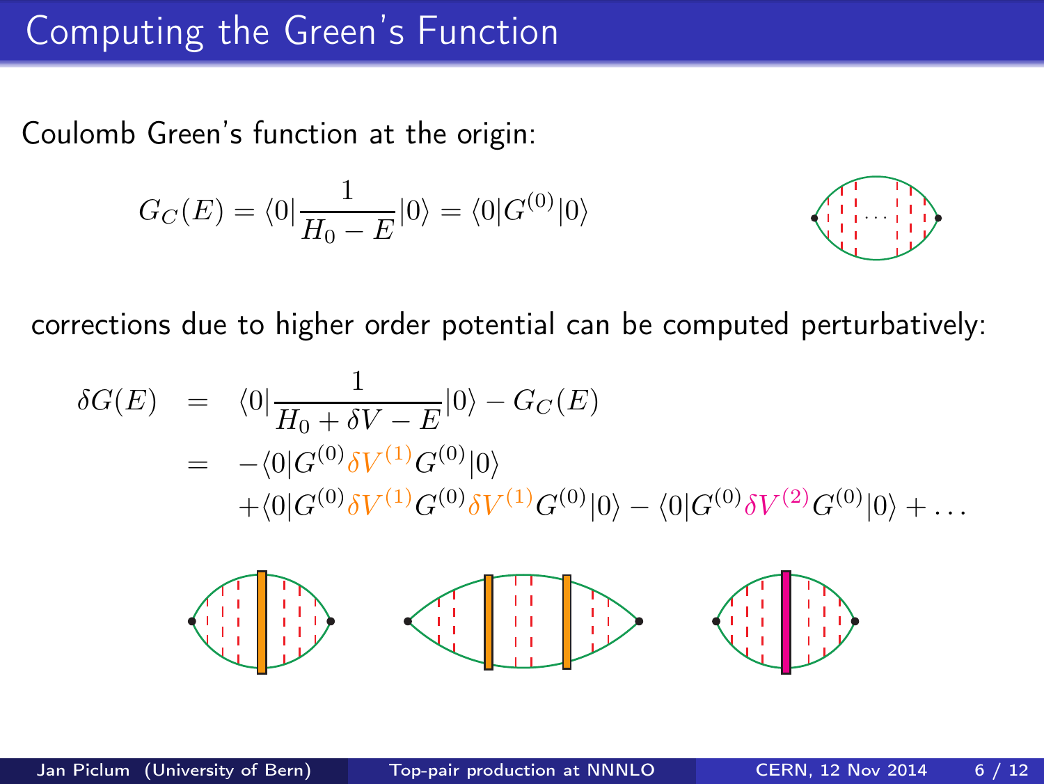# Computing the Green's Function

Coulomb Green's function at the origin:

$$G_C(E) = \langle 0 | \frac{1}{H_0 - E} | 0 \rangle = \langle 0 | G^{(0)} | 0 \rangle$$

corrections due to higher order potential can be computed perturbatively:

$$\begin{aligned}
\delta G(E) &= \langle 0 | \frac{1}{H_0 + \delta V - E} | 0 \rangle - G_C(E) \\
&= -\langle 0 | G^{(0)} \delta V^{(1)} G^{(0)} | 0 \rangle \\
&\quad + \langle 0 | G^{(0)} \delta V^{(1)} G^{(0)} \delta V^{(1)} G^{(0)} | 0 \rangle - \langle 0 | G^{(0)} \delta V^{(2)} G^{(0)} | 0 \rangle + \ldots
\end{aligned}$$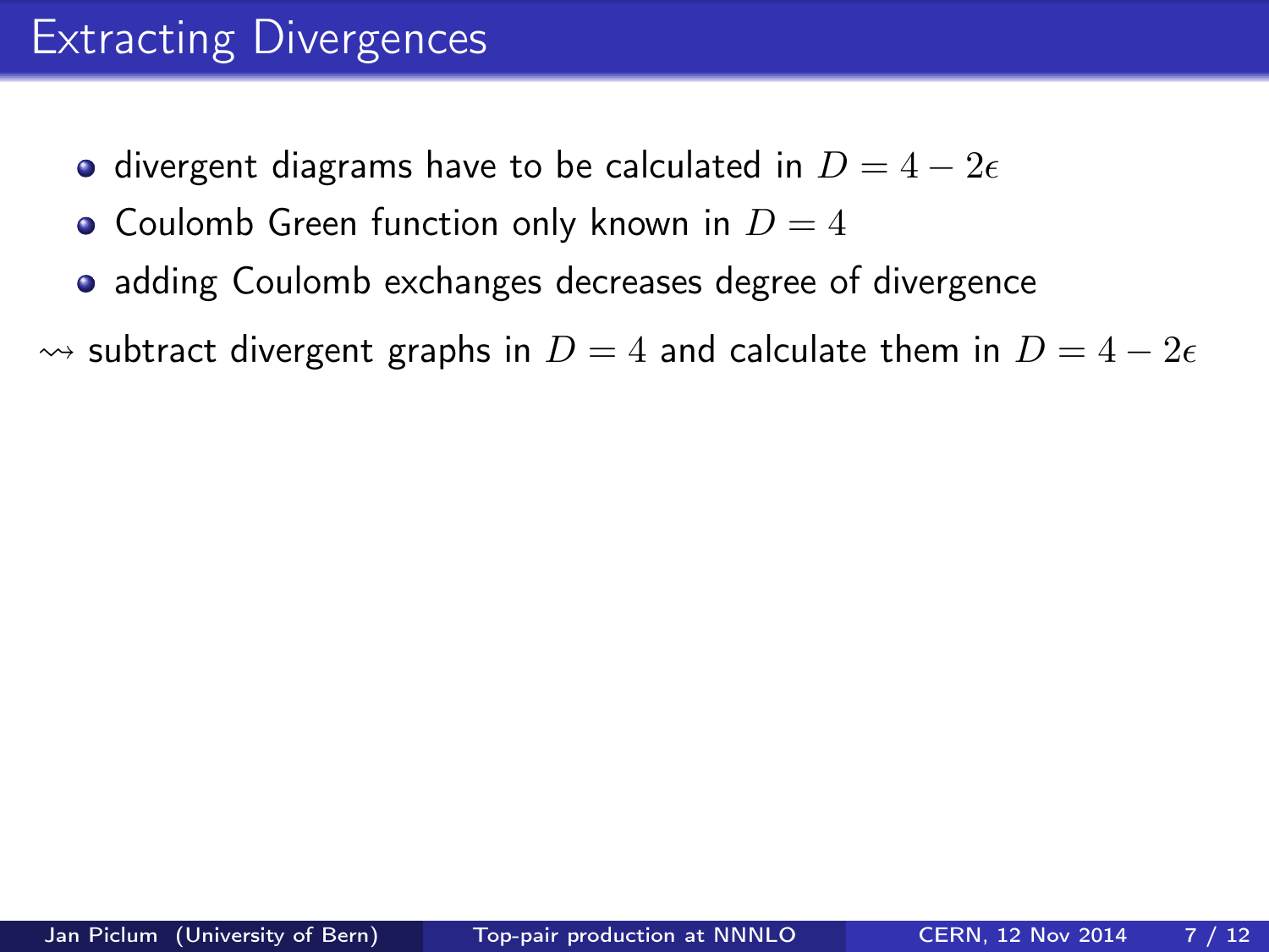# Extracting Divergences

- divergent diagrams have to be calculated in $D = 4 - 2\epsilon$
- Coulomb Green function only known in $D = 4$
- adding Coulomb exchanges decreases degree of divergence

$\rightsquigarrow$ subtract divergent graphs in $D = 4$ and calculate them in $D = 4 - 2\epsilon$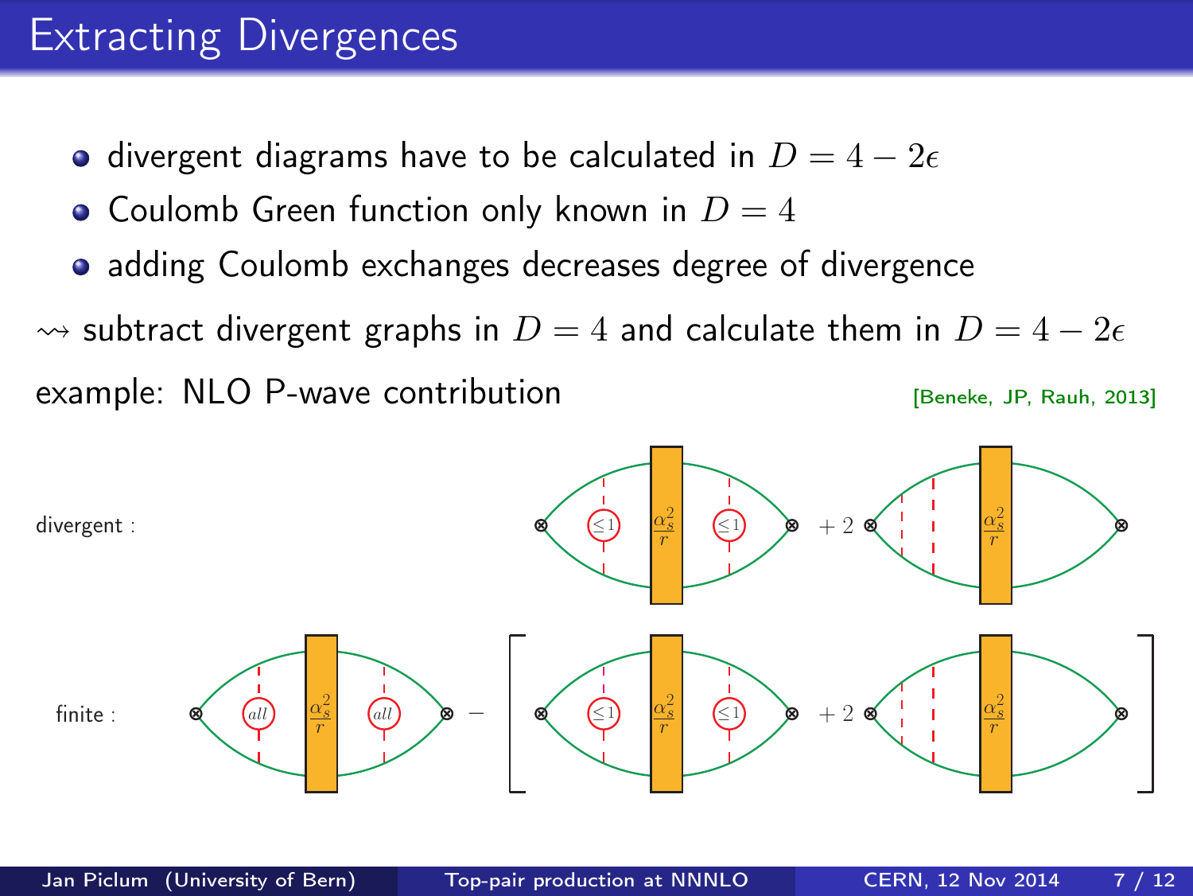# Extracting Divergences

- divergent diagrams have to be calculated in $D = 4 - 2\epsilon$
- Coulomb Green function only known in $D = 4$
- adding Coulomb exchanges decreases degree of divergence

$\rightsquigarrow$ subtract divergent graphs in $D = 4$ and calculate them in $D = 4 - 2\epsilon$

example: NLO P-wave contribution [Beneke, JP, Rauh, 2013]

divergent :

finite :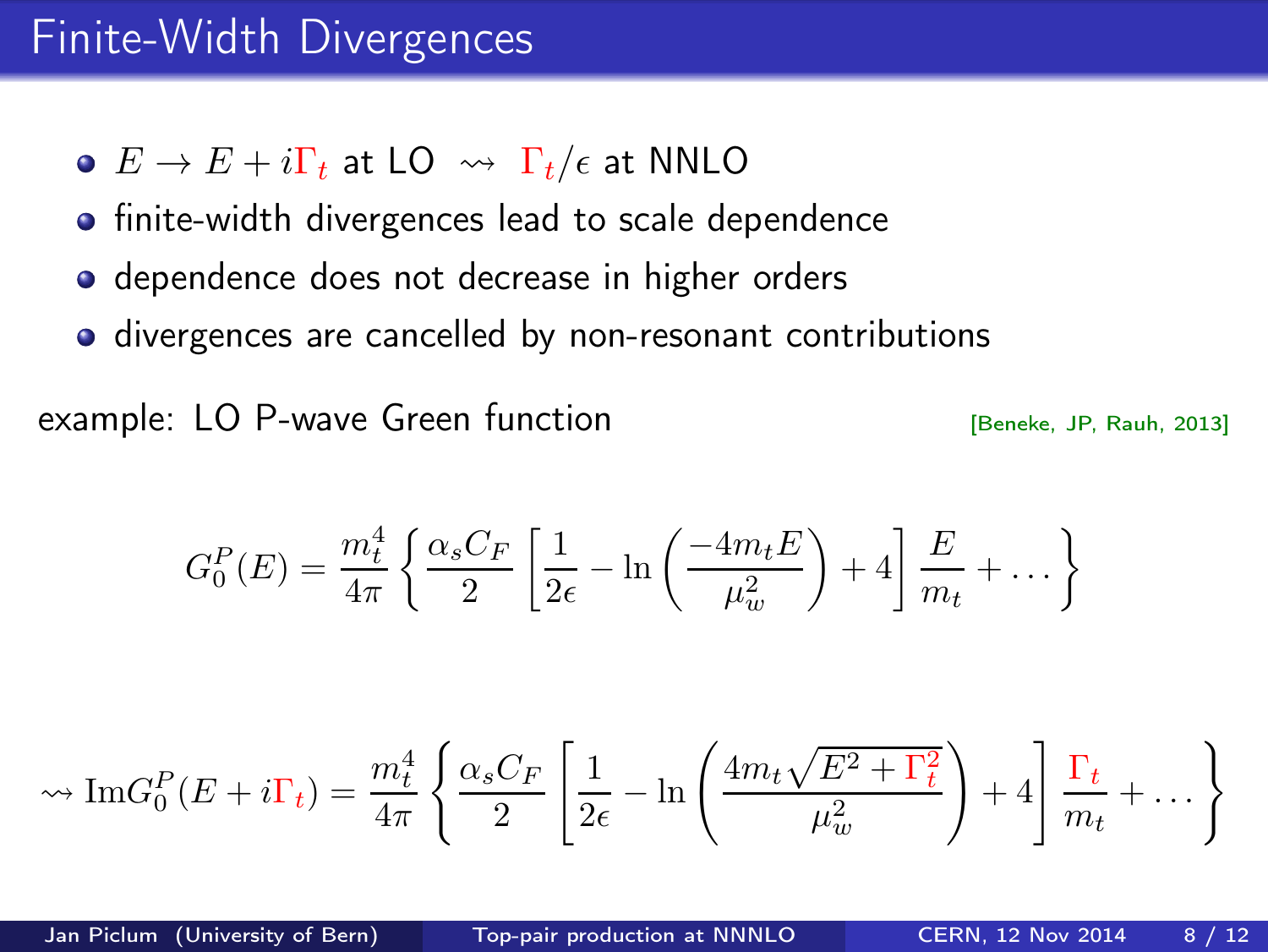# Finite-Width Divergences

- $E \to E + i\Gamma_t$ at LO $\rightsquigarrow$ $\Gamma_t/\epsilon$ at NNLO
- finite-width divergences lead to scale dependence
- dependence does not decrease in higher orders
- divergences are cancelled by non-resonant contributions

example: LO P-wave Green function [Beneke, JP, Rauh, 2013]

$$G_0^P(E) = \frac{m_t^4}{4\pi} \left\{ \frac{\alpha_s C_F}{2} \left[ \frac{1}{2\epsilon} - \ln\left(\frac{-4m_t E}{\mu_w^2}\right) + 4 \right] \frac{E}{m_t} + \ldots \right\}$$

$$\rightsquigarrow \mathrm{Im} G_0^P(E + i\Gamma_t) = \frac{m_t^4}{4\pi} \left\{ \frac{\alpha_s C_F}{2} \left[ \frac{1}{2\epsilon} - \ln\left(\frac{4m_t\sqrt{E^2 + \Gamma_t^2}}{\mu_w^2}\right) + 4 \right] \frac{\Gamma_t}{m_t} + \ldots \right\}$$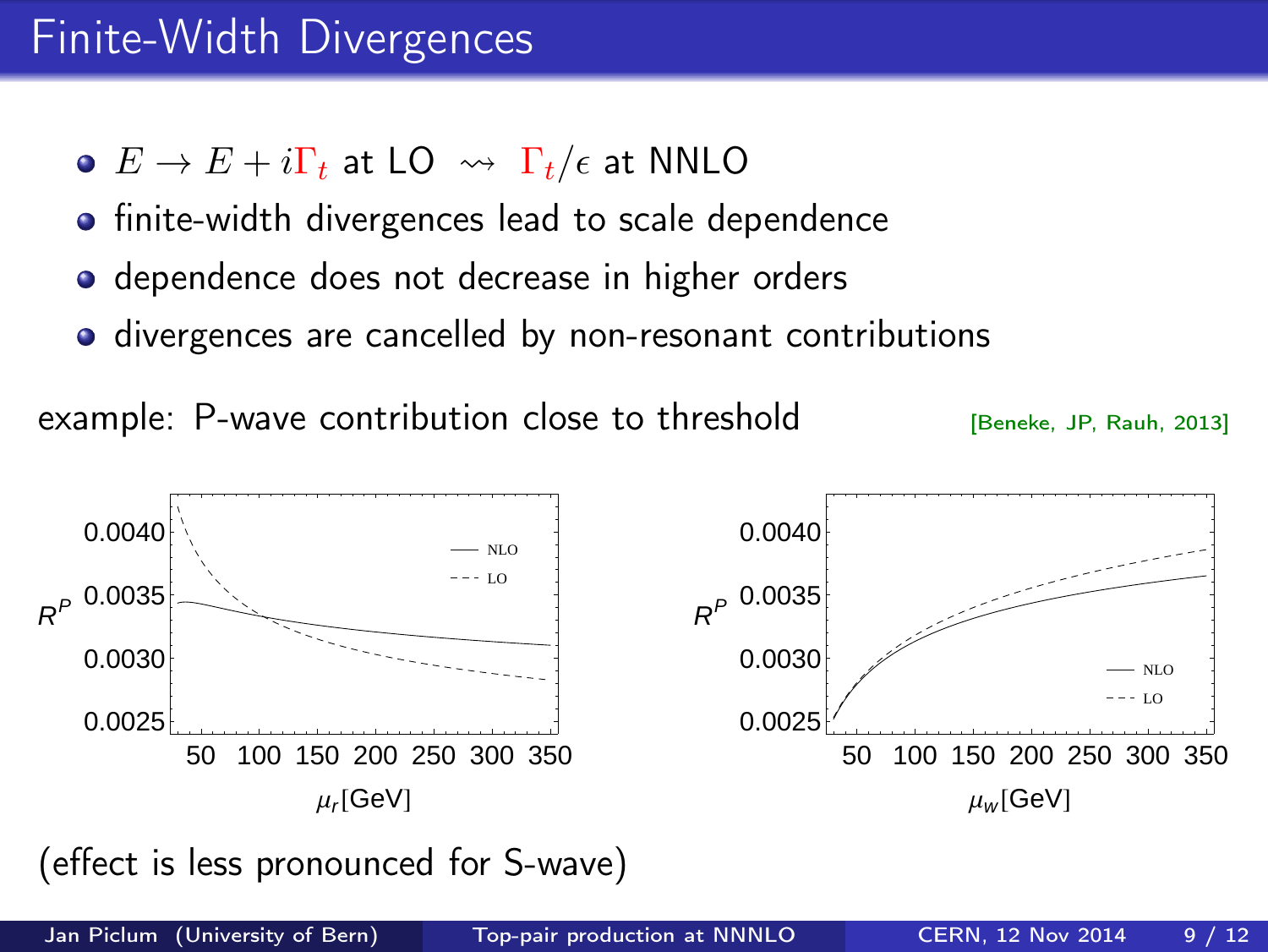# Finite-Width Divergences

- $E \to E + i\Gamma_t$ at LO $\rightsquigarrow$ $\Gamma_t/\epsilon$ at NNLO
- finite-width divergences lead to scale dependence
- dependence does not decrease in higher orders
- divergences are cancelled by non-resonant contributions

example: P-wave contribution close to threshold [Beneke, JP, Rauh, 2013]

(effect is less pronounced for S-wave)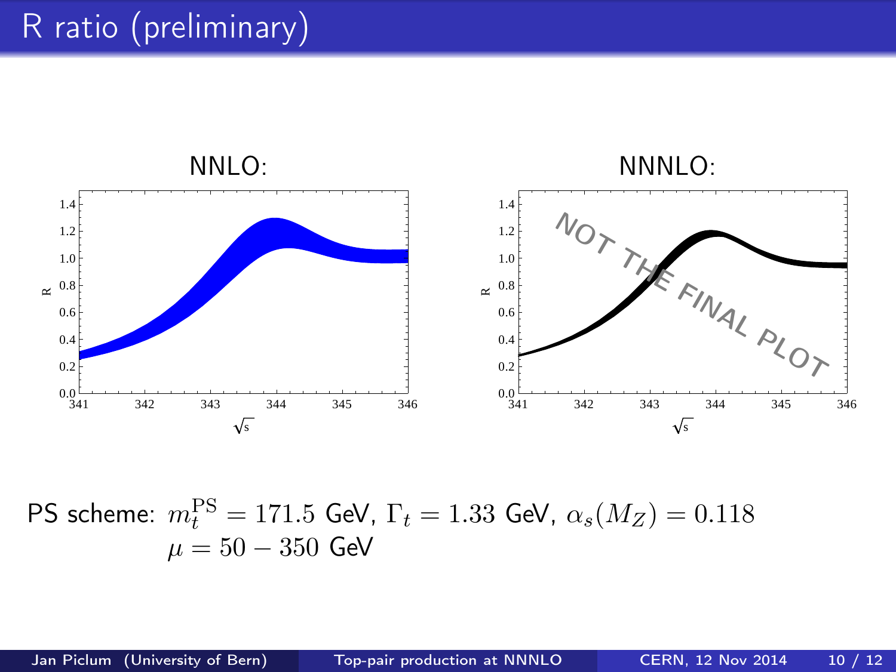# R ratio (preliminary)

NNLO:

NNNLO:

PS scheme: $m_t^{\text{PS}} = 171.5$ GeV, $\Gamma_t = 1.33$ GeV, $\alpha_s(M_Z) = 0.118$
$\mu = 50 - 350$ GeV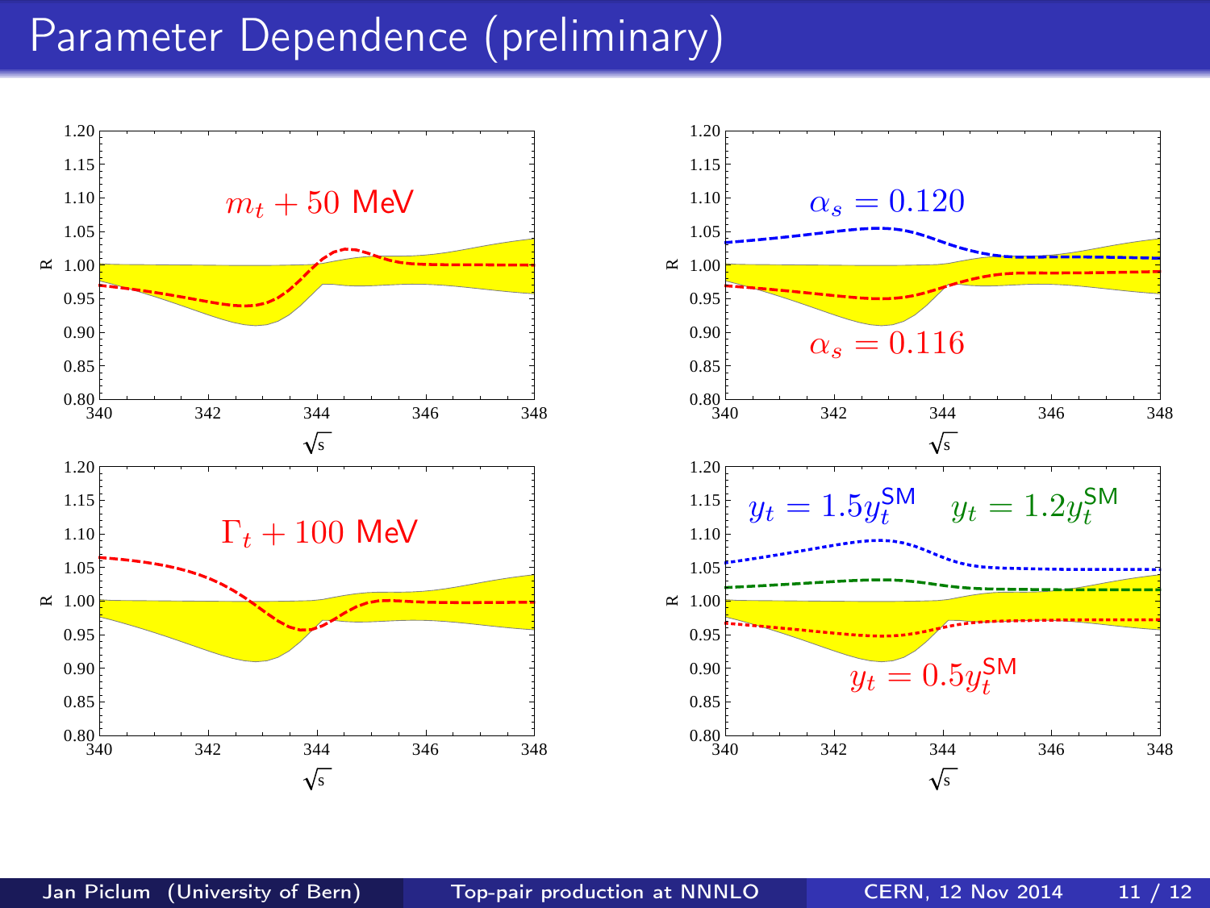# Parameter Dependence (preliminary)

$m_t + 50$ MeV

$\alpha_s = 0.120$

$\alpha_s = 0.116$

$\Gamma_t + 100$ MeV

$y_t = 1.5 y_t^{\text{SM}}$

$y_t = 1.2 y_t^{\text{SM}}$

$y_t = 0.5 y_t^{\text{SM}}$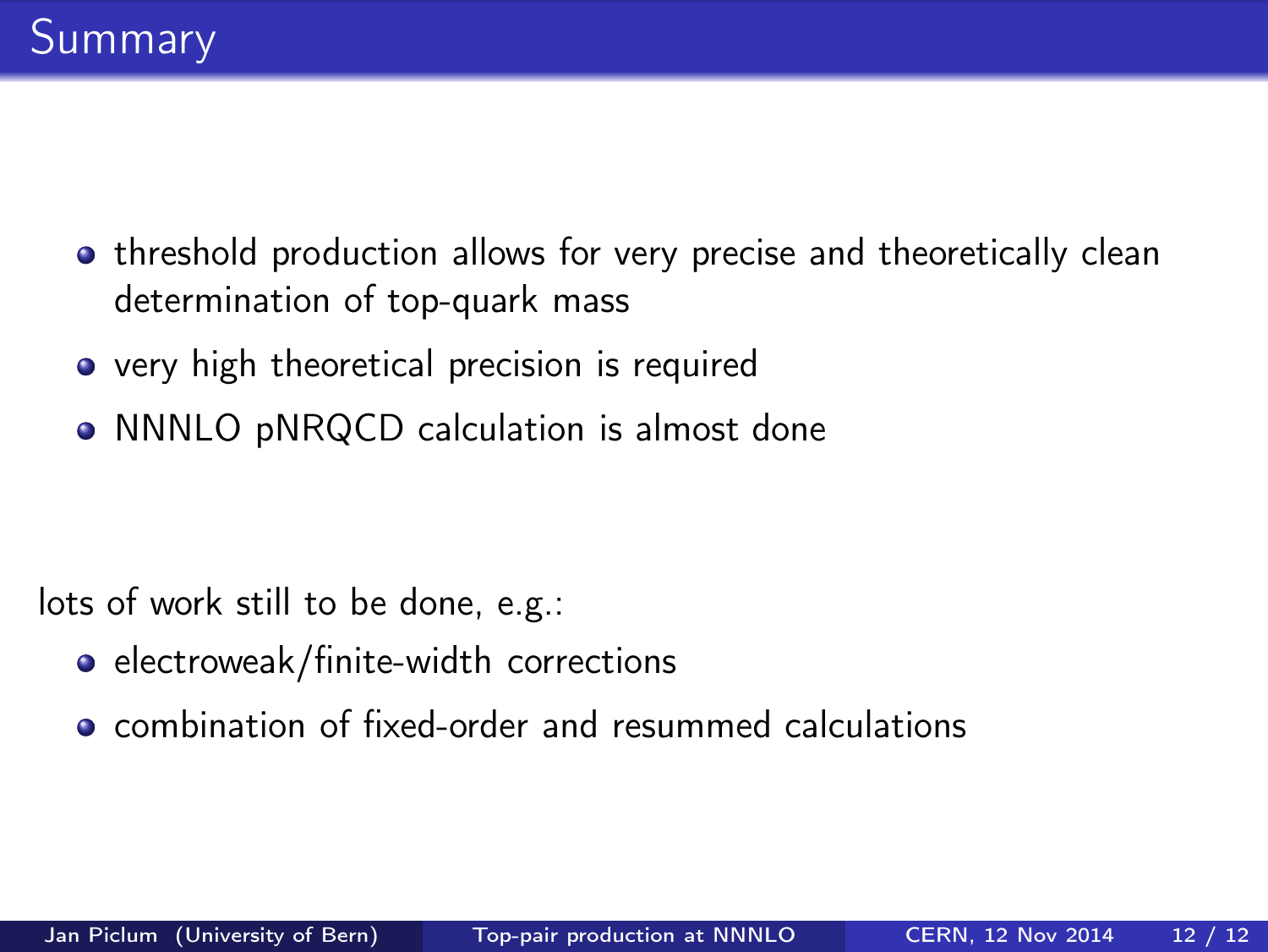# Summary

- threshold production allows for very precise and theoretically clean determination of top-quark mass
- very high theoretical precision is required
- NNNLO pNRQCD calculation is almost done

lots of work still to be done, e.g.:

- electroweak/finite-width corrections
- combination of fixed-order and resummed calculations